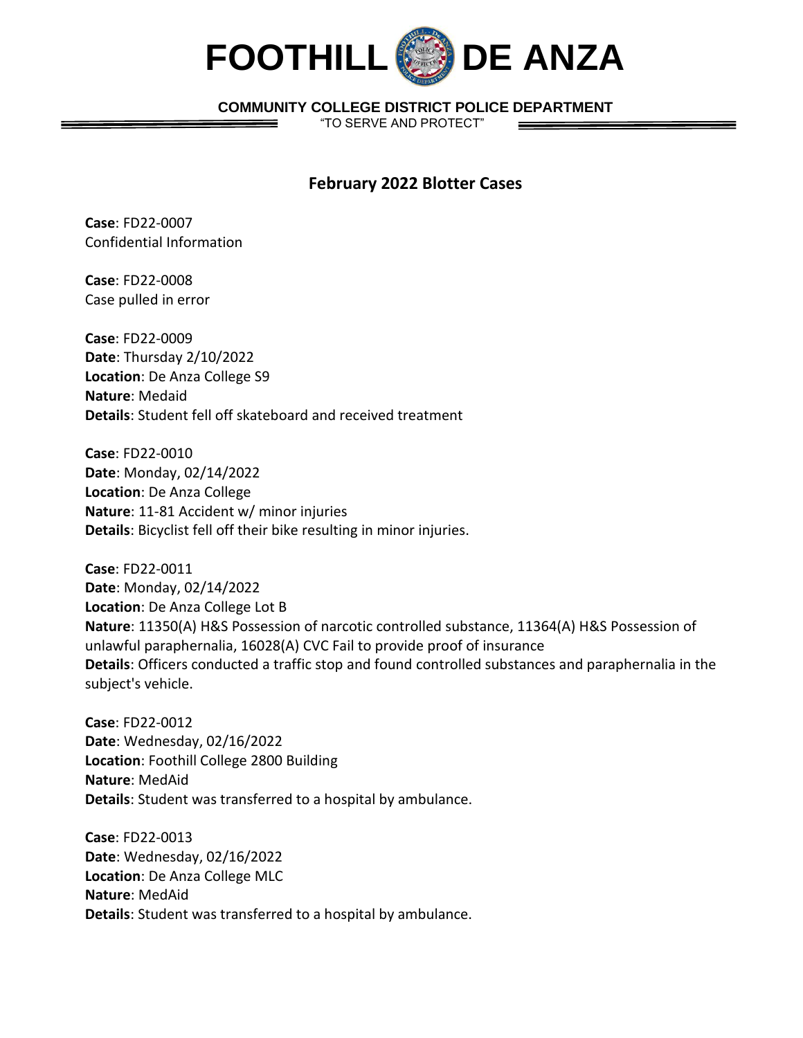# FOOTHILL DE ANZA

**COMMUNITY COLLEGE DISTRICT POLICE DEPARTMENT**

"TO SERVE AND PROTECT"

## February 2022 Blotter Cases

**Case**: FD22-0007
Confidential Information

**Case**: FD22-0008
Case pulled in error

**Case**: FD22-0009
**Date**: Thursday 2/10/2022
**Location**: De Anza College S9
**Nature**: Medaid
**Details**: Student fell off skateboard and received treatment

**Case**: FD22-0010
**Date**: Monday, 02/14/2022
**Location**: De Anza College
**Nature**: 11-81 Accident w/ minor injuries
**Details**: Bicyclist fell off their bike resulting in minor injuries.

**Case**: FD22-0011
**Date**: Monday, 02/14/2022
**Location**: De Anza College Lot B
**Nature**: 11350(A) H&S Possession of narcotic controlled substance, 11364(A) H&S Possession of unlawful paraphernalia, 16028(A) CVC Fail to provide proof of insurance
**Details**: Officers conducted a traffic stop and found controlled substances and paraphernalia in the subject's vehicle.

**Case**: FD22-0012
**Date**: Wednesday, 02/16/2022
**Location**: Foothill College 2800 Building
**Nature**: MedAid
**Details**: Student was transferred to a hospital by ambulance.

**Case**: FD22-0013
**Date**: Wednesday, 02/16/2022
**Location**: De Anza College MLC
**Nature**: MedAid
**Details**: Student was transferred to a hospital by ambulance.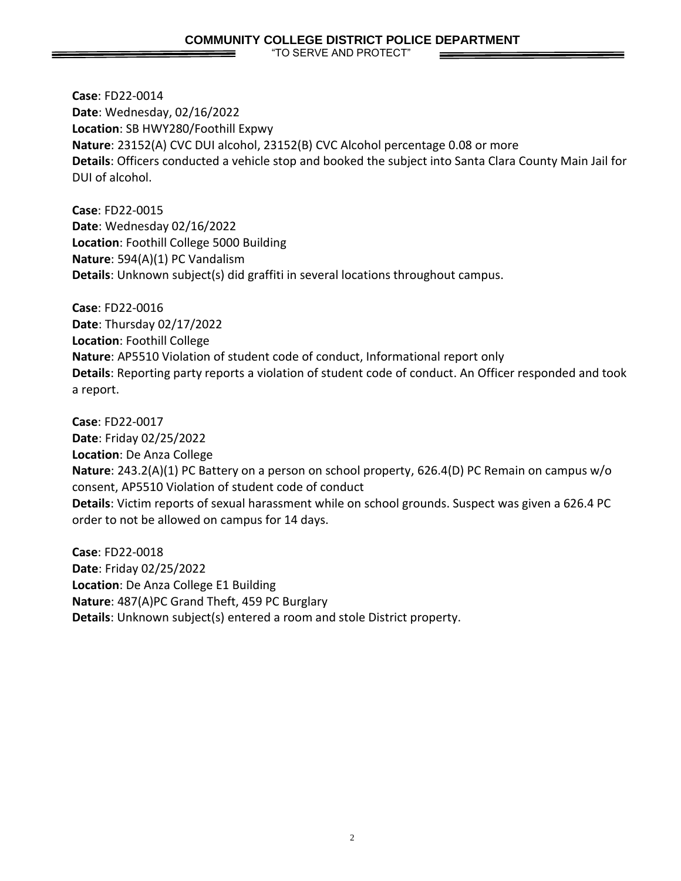**Case**: FD22-0014
**Date**: Wednesday, 02/16/2022
**Location**: SB HWY280/Foothill Expwy
**Nature**: 23152(A) CVC DUI alcohol, 23152(B) CVC Alcohol percentage 0.08 or more
**Details**: Officers conducted a vehicle stop and booked the subject into Santa Clara County Main Jail for DUI of alcohol.

**Case**: FD22-0015
**Date**: Wednesday 02/16/2022
**Location**: Foothill College 5000 Building
**Nature**: 594(A)(1) PC Vandalism
**Details**: Unknown subject(s) did graffiti in several locations throughout campus.

**Case**: FD22-0016
**Date**: Thursday 02/17/2022
**Location**: Foothill College
**Nature**: AP5510 Violation of student code of conduct, Informational report only
**Details**: Reporting party reports a violation of student code of conduct. An Officer responded and took a report.

**Case**: FD22-0017
**Date**: Friday 02/25/2022
**Location**: De Anza College
**Nature**: 243.2(A)(1) PC Battery on a person on school property, 626.4(D) PC Remain on campus w/o consent, AP5510 Violation of student code of conduct
**Details**: Victim reports of sexual harassment while on school grounds. Suspect was given a 626.4 PC order to not be allowed on campus for 14 days.

**Case**: FD22-0018
**Date**: Friday 02/25/2022
**Location**: De Anza College E1 Building
**Nature**: 487(A)PC Grand Theft, 459 PC Burglary
**Details**: Unknown subject(s) entered a room and stole District property.